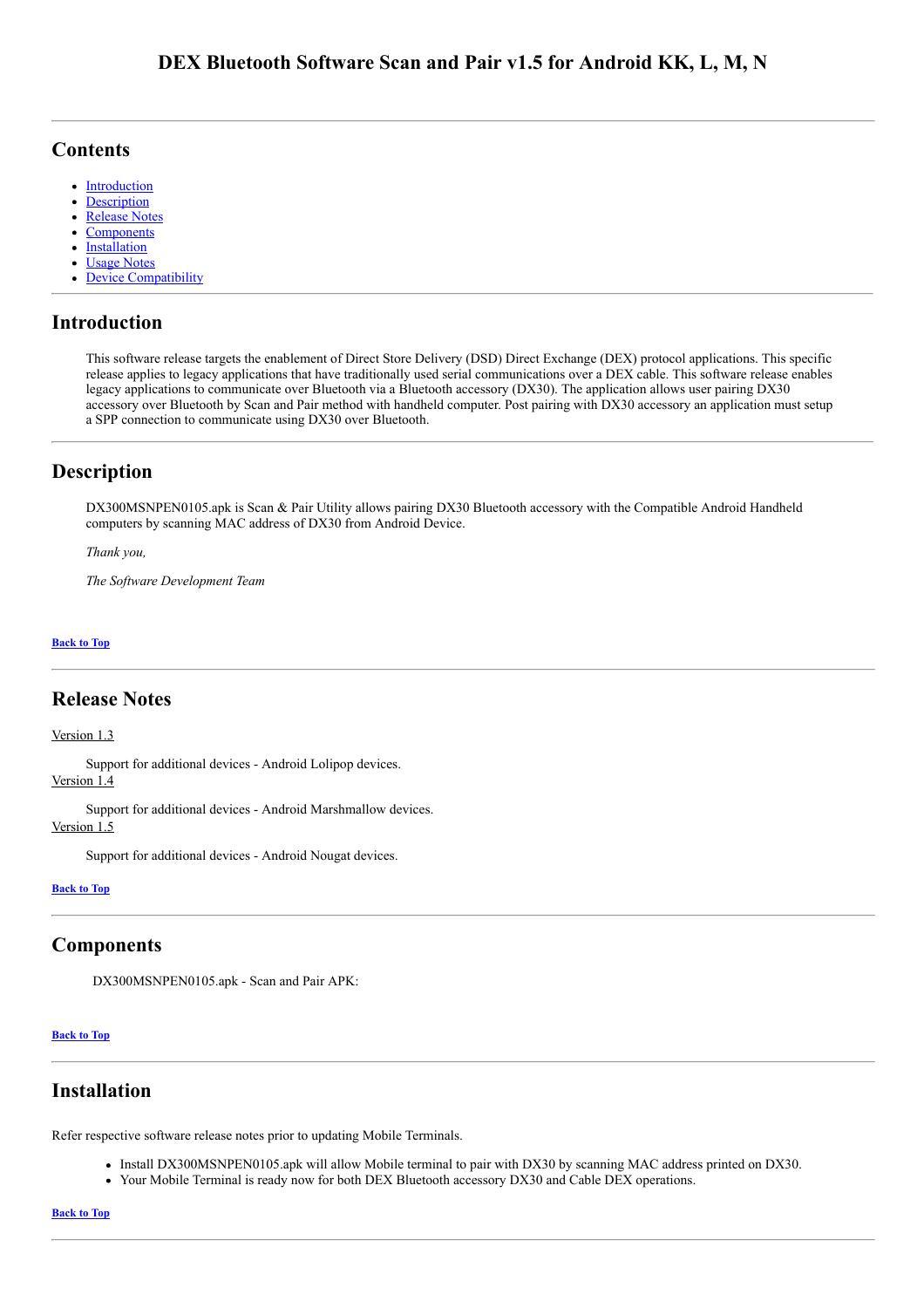# DEX Bluetooth Software Scan and Pair v1.5 for Android KK, L, M, N

---

## Contents

- Introduction
- Description
- Release Notes
- Components
- Installation
- Usage Notes
- Device Compatibility

---

## Introduction

This software release targets the enablement of Direct Store Delivery (DSD) Direct Exchange (DEX) protocol applications. This specific release applies to legacy applications that have traditionally used serial communications over a DEX cable. This software release enables legacy applications to communicate over Bluetooth via a Bluetooth accessory (DX30). The application allows user pairing DX30 accessory over Bluetooth by Scan and Pair method with handheld computer. Post pairing with DX30 accessory an application must setup a SPP connection to communicate using DX30 over Bluetooth.

---

## Description

DX300MSNPEN0105.apk is Scan & Pair Utility allows pairing DX30 Bluetooth accessory with the Compatible Android Handheld computers by scanning MAC address of DX30 from Android Device.

*Thank you,*

*The Software Development Team*

**Back to Top**

---

## Release Notes

Version 1.3

Support for additional devices - Android Lolipop devices.

Version 1.4

Support for additional devices - Android Marshmallow devices.

Version 1.5

Support for additional devices - Android Nougat devices.

**Back to Top**

---

## Components

DX300MSNPEN0105.apk - Scan and Pair APK:

**Back to Top**

---

## Installation

Refer respective software release notes prior to updating Mobile Terminals.

- Install DX300MSNPEN0105.apk will allow Mobile terminal to pair with DX30 by scanning MAC address printed on DX30.
- Your Mobile Terminal is ready now for both DEX Bluetooth accessory DX30 and Cable DEX operations.

**Back to Top**

---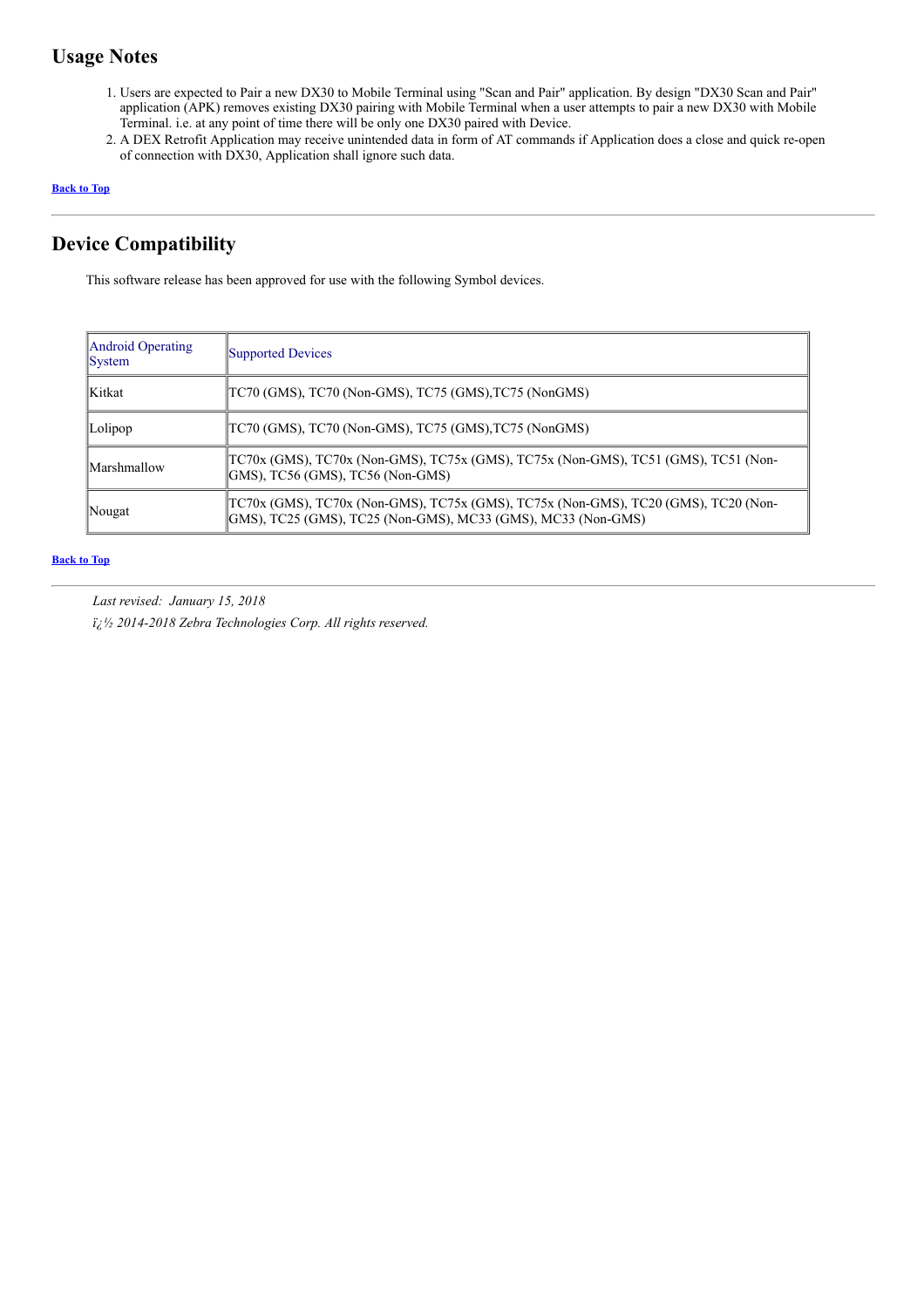## Usage Notes

1. Users are expected to Pair a new DX30 to Mobile Terminal using "Scan and Pair" application. By design "DX30 Scan and Pair" application (APK) removes existing DX30 pairing with Mobile Terminal when a user attempts to pair a new DX30 with Mobile Terminal. i.e. at any point of time there will be only one DX30 paired with Device.
2. A DEX Retrofit Application may receive unintended data in form of AT commands if Application does a close and quick re-open of connection with DX30, Application shall ignore such data.

**Back to Top**

## Device Compatibility

This software release has been approved for use with the following Symbol devices.

| Android Operating System | Supported Devices |
|---|---|
| Kitkat | TC70 (GMS), TC70 (Non-GMS), TC75 (GMS),TC75 (NonGMS) |
| Lolipop | TC70 (GMS), TC70 (Non-GMS), TC75 (GMS),TC75 (NonGMS) |
| Marshmallow | TC70x (GMS), TC70x (Non-GMS), TC75x (GMS), TC75x (Non-GMS), TC51 (GMS), TC51 (Non-GMS), TC56 (GMS), TC56 (Non-GMS) |
| Nougat | TC70x (GMS), TC70x (Non-GMS), TC75x (GMS), TC75x (Non-GMS), TC20 (GMS), TC20 (Non-GMS), TC25 (GMS), TC25 (Non-GMS), MC33 (GMS), MC33 (Non-GMS) |

**Back to Top**

*Last revised: January 15, 2018*

*ï¿½ 2014-2018 Zebra Technologies Corp. All rights reserved.*